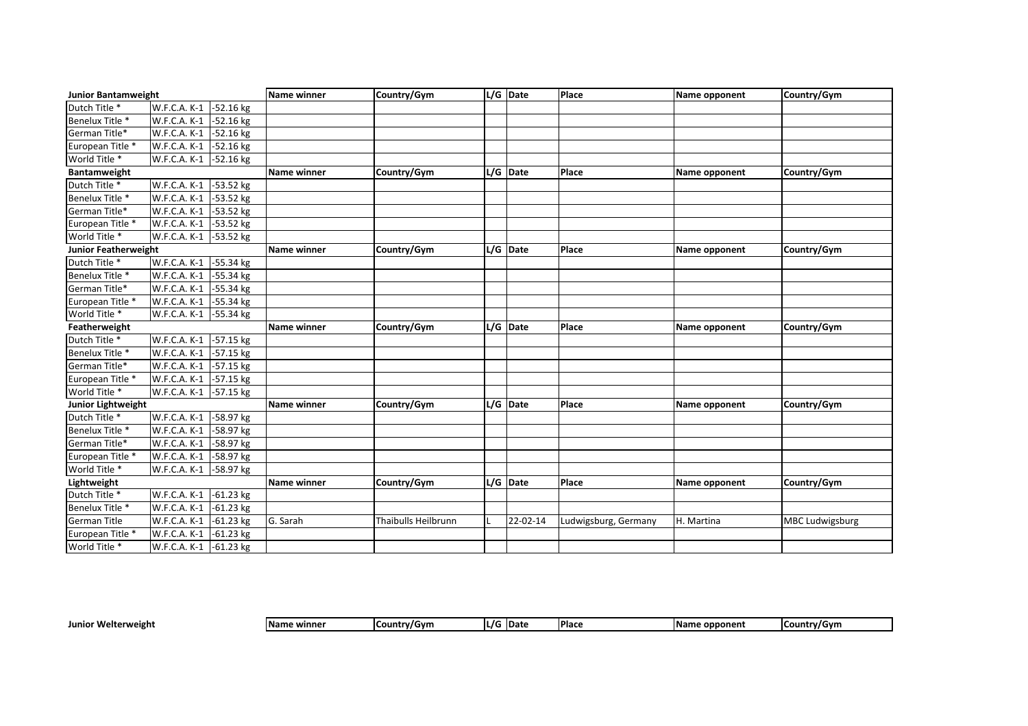| Junior Bantamweight | | | Name winner | Country/Gym | L/G | Date | Place | Name opponent | Country/Gym |
|---|---|---|---|---|---|---|---|---|---|
| Dutch Title * | W.F.C.A. K-1 | -52.16 kg | | | | | | | |
| Benelux Title * | W.F.C.A. K-1 | -52.16 kg | | | | | | | |
| German Title* | W.F.C.A. K-1 | -52.16 kg | | | | | | | |
| European Title * | W.F.C.A. K-1 | -52.16 kg | | | | | | | |
| World Title * | W.F.C.A. K-1 | -52.16 kg | | | | | | | |
| **Bantamweight** | | | **Name winner** | **Country/Gym** | **L/G** | **Date** | **Place** | **Name opponent** | **Country/Gym** |
| Dutch Title * | W.F.C.A. K-1 | -53.52 kg | | | | | | | |
| Benelux Title * | W.F.C.A. K-1 | -53.52 kg | | | | | | | |
| German Title* | W.F.C.A. K-1 | -53.52 kg | | | | | | | |
| European Title * | W.F.C.A. K-1 | -53.52 kg | | | | | | | |
| World Title * | W.F.C.A. K-1 | -53.52 kg | | | | | | | |
| **Junior Featherweight** | | | **Name winner** | **Country/Gym** | **L/G** | **Date** | **Place** | **Name opponent** | **Country/Gym** |
| Dutch Title * | W.F.C.A. K-1 | -55.34 kg | | | | | | | |
| Benelux Title * | W.F.C.A. K-1 | -55.34 kg | | | | | | | |
| German Title* | W.F.C.A. K-1 | -55.34 kg | | | | | | | |
| European Title * | W.F.C.A. K-1 | -55.34 kg | | | | | | | |
| World Title * | W.F.C.A. K-1 | -55.34 kg | | | | | | | |
| **Featherweight** | | | **Name winner** | **Country/Gym** | **L/G** | **Date** | **Place** | **Name opponent** | **Country/Gym** |
| Dutch Title * | W.F.C.A. K-1 | -57.15 kg | | | | | | | |
| Benelux Title * | W.F.C.A. K-1 | -57.15 kg | | | | | | | |
| German Title* | W.F.C.A. K-1 | -57.15 kg | | | | | | | |
| European Title * | W.F.C.A. K-1 | -57.15 kg | | | | | | | |
| World Title * | W.F.C.A. K-1 | -57.15 kg | | | | | | | |
| **Junior Lightweight** | | | **Name winner** | **Country/Gym** | **L/G** | **Date** | **Place** | **Name opponent** | **Country/Gym** |
| Dutch Title * | W.F.C.A. K-1 | -58.97 kg | | | | | | | |
| Benelux Title * | W.F.C.A. K-1 | -58.97 kg | | | | | | | |
| German Title* | W.F.C.A. K-1 | -58.97 kg | | | | | | | |
| European Title * | W.F.C.A. K-1 | -58.97 kg | | | | | | | |
| World Title * | W.F.C.A. K-1 | -58.97 kg | | | | | | | |
| **Lightweight** | | | **Name winner** | **Country/Gym** | **L/G** | **Date** | **Place** | **Name opponent** | **Country/Gym** |
| Dutch Title * | W.F.C.A. K-1 | -61.23 kg | | | | | | | |
| Benelux Title * | W.F.C.A. K-1 | -61.23 kg | | | | | | | |
| German Title | W.F.C.A. K-1 | -61.23 kg | G. Sarah | Thaibulls Heilbrunn | L | 22-02-14 | Ludwigsburg, Germany | H. Martina | MBC Ludwigsburg |
| European Title * | W.F.C.A. K-1 | -61.23 kg | | | | | | | |
| World Title * | W.F.C.A. K-1 | -61.23 kg | | | | | | | |

| Junior Welterweight | | | Name winner | Country/Gym | L/G | Date | Place | Name opponent | Country/Gym |
|---|---|---|---|---|---|---|---|---|---|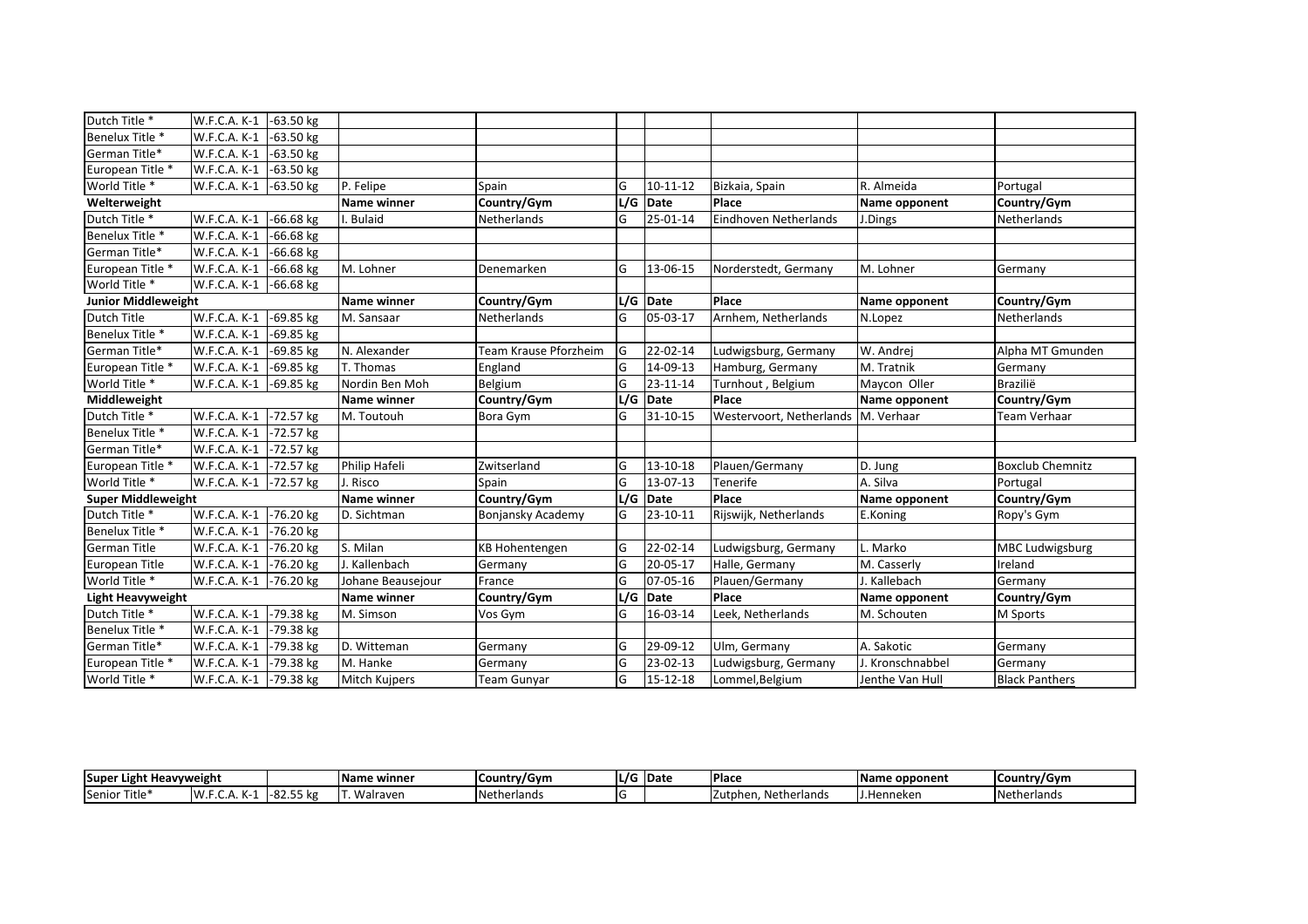| Dutch Title * | W.F.C.A. K-1 | -63.50 kg | | | | | | | |
|---|---|---|---|---|---|---|---|---|---|
| Benelux Title * | W.F.C.A. K-1 | -63.50 kg | | | | | | | |
| German Title* | W.F.C.A. K-1 | -63.50 kg | | | | | | | |
| European Title * | W.F.C.A. K-1 | -63.50 kg | | | | | | | |
| World Title * | W.F.C.A. K-1 | -63.50 kg | P. Felipe | Spain | G | 10-11-12 | Bizkaia, Spain | R. Almeida | Portugal |
| **Welterweight** | | | **Name winner** | **Country/Gym** | **L/G** | **Date** | **Place** | **Name opponent** | **Country/Gym** |
| Dutch Title * | W.F.C.A. K-1 | -66.68 kg | I. Bulaid | Netherlands | G | 25-01-14 | Eindhoven Netherlands | J.Dings | Netherlands |
| Benelux Title * | W.F.C.A. K-1 | -66.68 kg | | | | | | | |
| German Title* | W.F.C.A. K-1 | -66.68 kg | | | | | | | |
| European Title * | W.F.C.A. K-1 | -66.68 kg | M. Lohner | Denemarken | G | 13-06-15 | Norderstedt, Germany | M. Lohner | Germany |
| World Title * | W.F.C.A. K-1 | -66.68 kg | | | | | | | |
| **Junior Middleweight** | | | **Name winner** | **Country/Gym** | **L/G** | **Date** | **Place** | **Name opponent** | **Country/Gym** |
| Dutch Title | W.F.C.A. K-1 | -69.85 kg | M. Sansaar | Netherlands | G | 05-03-17 | Arnhem, Netherlands | N.Lopez | Netherlands |
| Benelux Title * | W.F.C.A. K-1 | -69.85 kg | | | | | | | |
| German Title* | W.F.C.A. K-1 | -69.85 kg | N. Alexander | Team Krause Pforzheim | G | 22-02-14 | Ludwigsburg, Germany | W. Andrej | Alpha MT Gmunden |
| European Title * | W.F.C.A. K-1 | -69.85 kg | T. Thomas | England | G | 14-09-13 | Hamburg, Germany | M. Tratnik | Germany |
| World Title * | W.F.C.A. K-1 | -69.85 kg | Nordin Ben Moh | Belgium | G | 23-11-14 | Turnhout , Belgium | Maycon Oller | Brazilië |
| **Middleweight** | | | **Name winner** | **Country/Gym** | **L/G** | **Date** | **Place** | **Name opponent** | **Country/Gym** |
| Dutch Title * | W.F.C.A. K-1 | -72.57 kg | M. Toutouh | Bora Gym | G | 31-10-15 | Westervoort, Netherlands | M. Verhaar | Team Verhaar |
| Benelux Title * | W.F.C.A. K-1 | -72.57 kg | | | | | | | |
| German Title* | W.F.C.A. K-1 | -72.57 kg | | | | | | | |
| European Title * | W.F.C.A. K-1 | -72.57 kg | Philip Hafeli | Zwitserland | G | 13-10-18 | Plauen/Germany | D. Jung | Boxclub Chemnitz |
| World Title * | W.F.C.A. K-1 | -72.57 kg | J. Risco | Spain | G | 13-07-13 | Tenerife | A. Silva | Portugal |
| **Super Middleweight** | | | **Name winner** | **Country/Gym** | **L/G** | **Date** | **Place** | **Name opponent** | **Country/Gym** |
| Dutch Title * | W.F.C.A. K-1 | -76.20 kg | D. Sichtman | Bonjansky Academy | G | 23-10-11 | Rijswijk, Netherlands | E.Koning | Ropy's Gym |
| Benelux Title * | W.F.C.A. K-1 | -76.20 kg | | | | | | | |
| German Title | W.F.C.A. K-1 | -76.20 kg | S. Milan | KB Hohentengen | G | 22-02-14 | Ludwigsburg, Germany | L. Marko | MBC Ludwigsburg |
| European Title | W.F.C.A. K-1 | -76.20 kg | J. Kallenbach | Germany | G | 20-05-17 | Halle, Germany | M. Casserly | Ireland |
| World Title * | W.F.C.A. K-1 | -76.20 kg | Johane Beausejour | France | G | 07-05-16 | Plauen/Germany | J. Kallebach | Germany |
| **Light Heavyweight** | | | **Name winner** | **Country/Gym** | **L/G** | **Date** | **Place** | **Name opponent** | **Country/Gym** |
| Dutch Title * | W.F.C.A. K-1 | -79.38 kg | M. Simson | Vos Gym | G | 16-03-14 | Leek, Netherlands | M. Schouten | M Sports |
| Benelux Title * | W.F.C.A. K-1 | -79.38 kg | | | | | | | |
| German Title* | W.F.C.A. K-1 | -79.38 kg | D. Witteman | Germany | G | 29-09-12 | Ulm, Germany | A. Sakotic | Germany |
| European Title * | W.F.C.A. K-1 | -79.38 kg | M. Hanke | Germany | G | 23-02-13 | Ludwigsburg, Germany | J. Kronschnabbel | Germany |
| World Title * | W.F.C.A. K-1 | -79.38 kg | Mitch Kujpers | Team Gunyar | G | 15-12-18 | Lommel,Belgium | Jenthe Van Hull | Black Panthers |

| **Super Light Heavyweight** | | | **Name winner** | **Country/Gym** | **L/G** | **Date** | **Place** | **Name opponent** | **Country/Gym** |
|---|---|---|---|---|---|---|---|---|---|
| Senior Title* | W.F.C.A. K-1 | -82.55 kg | T. Walraven | Netherlands | G | | Zutphen, Netherlands | J.Henneken | Netherlands |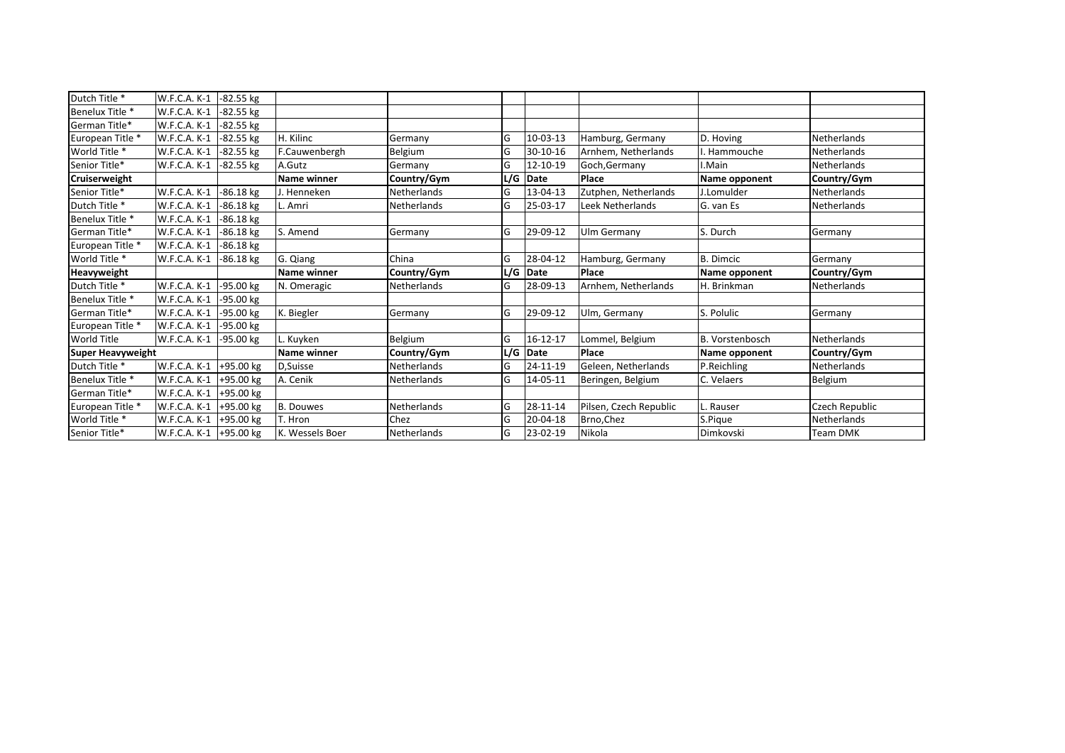| | | | | | | | | | |
|---|---|---|---|---|---|---|---|---|---|
| Dutch Title * | W.F.C.A. K-1 | -82.55 kg | | | | | | | |
| Benelux Title * | W.F.C.A. K-1 | -82.55 kg | | | | | | | |
| German Title* | W.F.C.A. K-1 | -82.55 kg | | | | | | | |
| European Title * | W.F.C.A. K-1 | -82.55 kg | H. Kilinc | Germany | G | 10-03-13 | Hamburg, Germany | D. Hoving | Netherlands |
| World Title * | W.F.C.A. K-1 | -82.55 kg | F.Cauwenbergh | Belgium | G | 30-10-16 | Arnhem, Netherlands | I. Hammouche | Netherlands |
| Senior Title* | W.F.C.A. K-1 | -82.55 kg | A.Gutz | Germany | G | 12-10-19 | Goch,Germany | I.Main | Netherlands |
| **Cruiserweight** | | | **Name winner** | **Country/Gym** | **L/G** | **Date** | **Place** | **Name opponent** | **Country/Gym** |
| Senior Title* | W.F.C.A. K-1 | -86.18 kg | J. Henneken | Netherlands | G | 13-04-13 | Zutphen, Netherlands | J.Lomulder | Netherlands |
| Dutch Title * | W.F.C.A. K-1 | -86.18 kg | L. Amri | Netherlands | G | 25-03-17 | Leek Netherlands | G. van Es | Netherlands |
| Benelux Title * | W.F.C.A. K-1 | -86.18 kg | | | | | | | |
| German Title* | W.F.C.A. K-1 | -86.18 kg | S. Amend | Germany | G | 29-09-12 | Ulm Germany | S. Durch | Germany |
| European Title * | W.F.C.A. K-1 | -86.18 kg | | | | | | | |
| World Title * | W.F.C.A. K-1 | -86.18 kg | G. Qiang | China | G | 28-04-12 | Hamburg, Germany | B. Dimcic | Germany |
| **Heavyweight** | | | **Name winner** | **Country/Gym** | **L/G** | **Date** | **Place** | **Name opponent** | **Country/Gym** |
| Dutch Title * | W.F.C.A. K-1 | -95.00 kg | N. Omeragic | Netherlands | G | 28-09-13 | Arnhem, Netherlands | H. Brinkman | Netherlands |
| Benelux Title * | W.F.C.A. K-1 | -95.00 kg | | | | | | | |
| German Title* | W.F.C.A. K-1 | -95.00 kg | K. Biegler | Germany | G | 29-09-12 | Ulm, Germany | S. Polulic | Germany |
| European Title * | W.F.C.A. K-1 | -95.00 kg | | | | | | | |
| World Title | W.F.C.A. K-1 | -95.00 kg | L. Kuyken | Belgium | G | 16-12-17 | Lommel, Belgium | B. Vorstenbosch | Netherlands |
| **Super Heavyweight** | | | **Name winner** | **Country/Gym** | **L/G** | **Date** | **Place** | **Name opponent** | **Country/Gym** |
| Dutch Title * | W.F.C.A. K-1 | +95.00 kg | D,Suisse | Netherlands | G | 24-11-19 | Geleen, Netherlands | P.Reichling | Netherlands |
| Benelux Title * | W.F.C.A. K-1 | +95.00 kg | A. Cenik | Netherlands | G | 14-05-11 | Beringen, Belgium | C. Velaers | Belgium |
| German Title* | W.F.C.A. K-1 | +95.00 kg | | | | | | | |
| European Title * | W.F.C.A. K-1 | +95.00 kg | B. Douwes | Netherlands | G | 28-11-14 | Pilsen, Czech Republic | L. Rauser | Czech Republic |
| World Title * | W.F.C.A. K-1 | +95.00 kg | T. Hron | Chez | G | 20-04-18 | Brno,Chez | S.Pique | Netherlands |
| Senior Title* | W.F.C.A. K-1 | +95.00 kg | K. Wessels Boer | Netherlands | G | 23-02-19 | Nikola | Dimkovski | Team DMK |